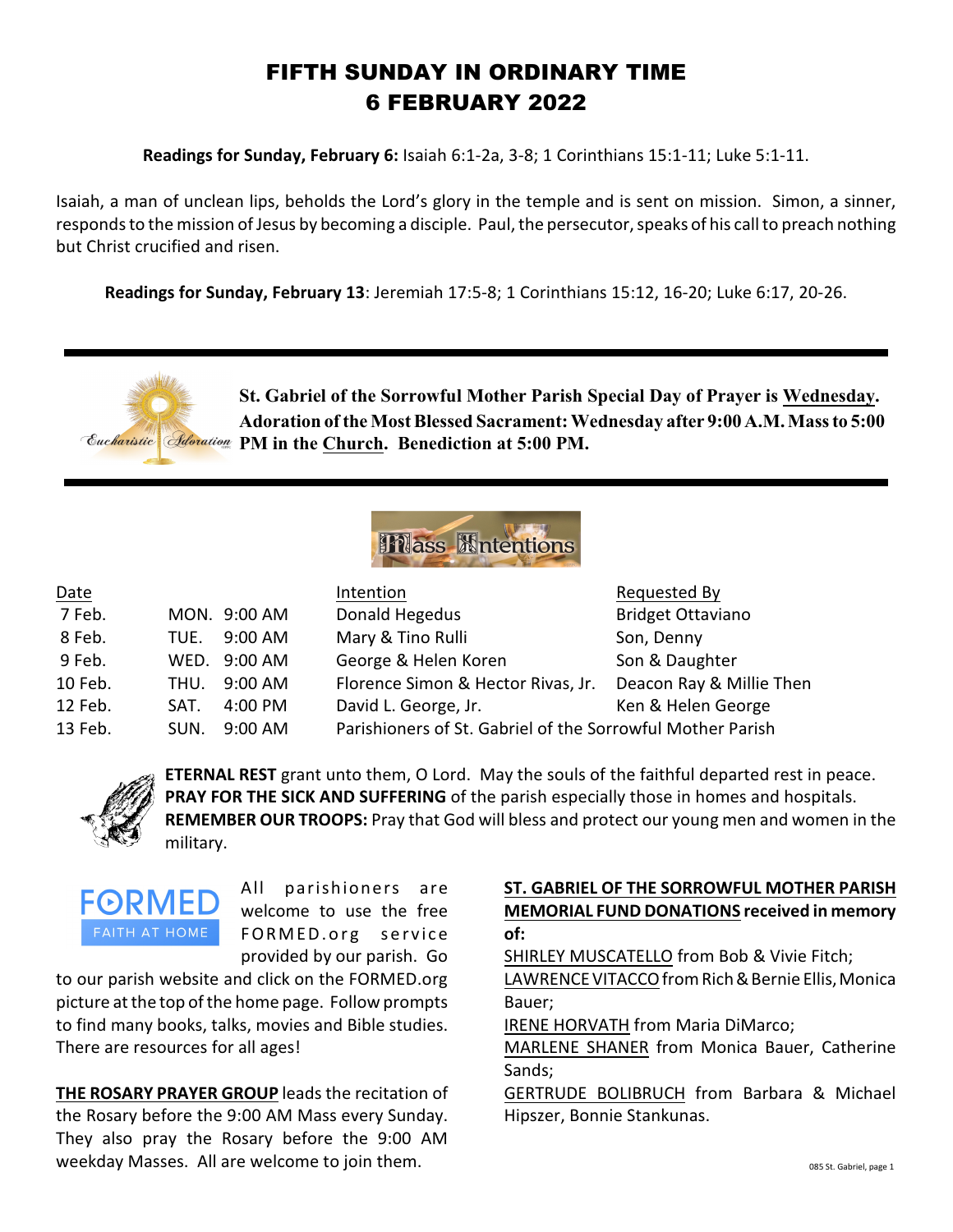# FIFTH SUNDAY IN ORDINARY TIME
# 6 FEBRUARY 2022

**Readings for Sunday, February 6:** Isaiah 6:1-2a, 3-8; 1 Corinthians 15:1-11; Luke 5:1-11.

Isaiah, a man of unclean lips, beholds the Lord's glory in the temple and is sent on mission. Simon, a sinner, responds to the mission of Jesus by becoming a disciple. Paul, the persecutor, speaks of his call to preach nothing but Christ crucified and risen.

**Readings for Sunday, February 13**: Jeremiah 17:5-8; 1 Corinthians 15:12, 16-20; Luke 6:17, 20-26.

---

**St. Gabriel of the Sorrowful Mother Parish Special Day of Prayer is Wednesday. Adoration of the Most Blessed Sacrament: Wednesday after 9:00 A.M. Mass to 5:00 PM in the Church. Benediction at 5:00 PM.**

---

## Mass Intentions

| Date | | | Intention | Requested By |
|---|---|---|---|---|
| 7 Feb. | MON. | 9:00 AM | Donald Hegedus | Bridget Ottaviano |
| 8 Feb. | TUE. | 9:00 AM | Mary & Tino Rulli | Son, Denny |
| 9 Feb. | WED. | 9:00 AM | George & Helen Koren | Son & Daughter |
| 10 Feb. | THU. | 9:00 AM | Florence Simon & Hector Rivas, Jr. | Deacon Ray & Millie Then |
| 12 Feb. | SAT. | 4:00 PM | David L. George, Jr. | Ken & Helen George |
| 13 Feb. | SUN. | 9:00 AM | Parishioners of St. Gabriel of the Sorrowful Mother Parish | |

**ETERNAL REST** grant unto them, O Lord. May the souls of the faithful departed rest in peace.
**PRAY FOR THE SICK AND SUFFERING** of the parish especially those in homes and hospitals.
**REMEMBER OUR TROOPS:** Pray that God will bless and protect our young men and women in the military.

FORMED FAITH AT HOME

All parishioners are welcome to use the free FORMED.org service provided by our parish. Go to our parish website and click on the FORMED.org picture at the top of the home page. Follow prompts to find many books, talks, movies and Bible studies. There are resources for all ages!

**THE ROSARY PRAYER GROUP** leads the recitation of the Rosary before the 9:00 AM Mass every Sunday. They also pray the Rosary before the 9:00 AM weekday Masses. All are welcome to join them.

**ST. GABRIEL OF THE SORROWFUL MOTHER PARISH MEMORIAL FUND DONATIONS received in memory of:**

SHIRLEY MUSCATELLO from Bob & Vivie Fitch;
LAWRENCE VITACCO from Rich & Bernie Ellis, Monica Bauer;
IRENE HORVATH from Maria DiMarco;
MARLENE SHANER from Monica Bauer, Catherine Sands;
GERTRUDE BOLIBRUCH from Barbara & Michael Hipszer, Bonnie Stankunas.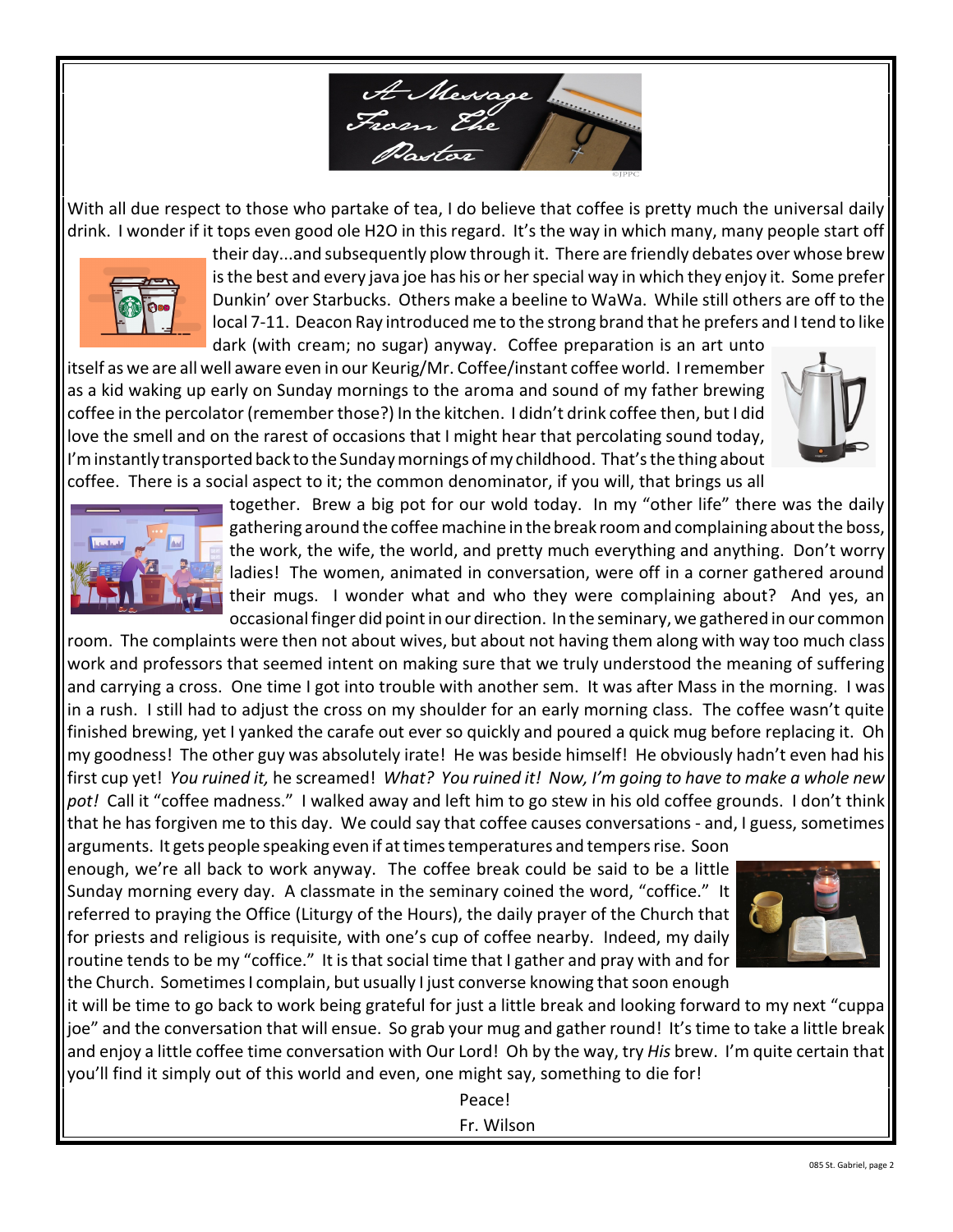# A Message From The Pastor

With all due respect to those who partake of tea, I do believe that coffee is pretty much the universal daily drink. I wonder if it tops even good ole H2O in this regard. It's the way in which many, many people start off their day...and subsequently plow through it. There are friendly debates over whose brew is the best and every java joe has his or her special way in which they enjoy it. Some prefer Dunkin' over Starbucks. Others make a beeline to WaWa. While still others are off to the local 7-11. Deacon Ray introduced me to the strong brand that he prefers and I tend to like dark (with cream; no sugar) anyway. Coffee preparation is an art unto itself as we are all well aware even in our Keurig/Mr. Coffee/instant coffee world. I remember as a kid waking up early on Sunday mornings to the aroma and sound of my father brewing coffee in the percolator (remember those?) In the kitchen. I didn't drink coffee then, but I did love the smell and on the rarest of occasions that I might hear that percolating sound today, I'm instantly transported back to the Sunday mornings of my childhood. That's the thing about coffee. There is a social aspect to it; the common denominator, if you will, that brings us all together. Brew a big pot for our wold today. In my "other life" there was the daily gathering around the coffee machine in the break room and complaining about the boss, the work, the wife, the world, and pretty much everything and anything. Don't worry ladies! The women, animated in conversation, were off in a corner gathered around their mugs. I wonder what and who they were complaining about? And yes, an occasional finger did point in our direction. In the seminary, we gathered in our common room. The complaints were then not about wives, but about not having them along with way too much class work and professors that seemed intent on making sure that we truly understood the meaning of suffering and carrying a cross. One time I got into trouble with another sem. It was after Mass in the morning. I was in a rush. I still had to adjust the cross on my shoulder for an early morning class. The coffee wasn't quite finished brewing, yet I yanked the carafe out ever so quickly and poured a quick mug before replacing it. Oh my goodness! The other guy was absolutely irate! He was beside himself! He obviously hadn't even had his first cup yet! *You ruined it,* he screamed! *What? You ruined it! Now, I'm going to have to make a whole new pot!* Call it "coffee madness." I walked away and left him to go stew in his old coffee grounds. I don't think that he has forgiven me to this day. We could say that coffee causes conversations - and, I guess, sometimes arguments. It gets people speaking even if at times temperatures and tempers rise. Soon enough, we're all back to work anyway. The coffee break could be said to be a little Sunday morning every day. A classmate in the seminary coined the word, "coffice." It referred to praying the Office (Liturgy of the Hours), the daily prayer of the Church that for priests and religious is requisite, with one's cup of coffee nearby. Indeed, my daily routine tends to be my "coffice." It is that social time that I gather and pray with and for the Church. Sometimes I complain, but usually I just converse knowing that soon enough it will be time to go back to work being grateful for just a little break and looking forward to my next "cuppa joe" and the conversation that will ensue. So grab your mug and gather round! It's time to take a little break and enjoy a little coffee time conversation with Our Lord! Oh by the way, try *His* brew. I'm quite certain that you'll find it simply out of this world and even, one might say, something to die for!

Peace!

Fr. Wilson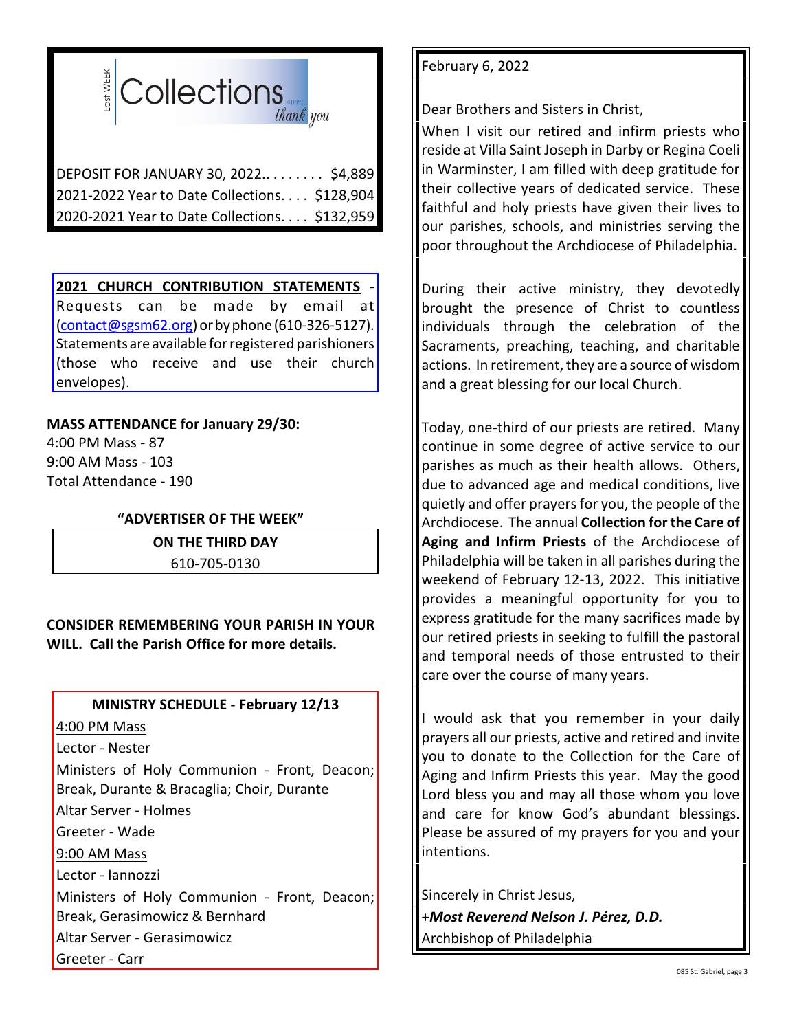## Collections

Last WEEK — *thank you*

DEPOSIT FOR JANUARY 30, 2022.. . . . . . . . $4,889
2021-2022 Year to Date Collections. . . . $128,904
2020-2021 Year to Date Collections. . . . $132,959

**2021 CHURCH CONTRIBUTION STATEMENTS** - Requests can be made by email at (contact@sgsm62.org) or by phone (610-326-5127). Statements are available for registered parishioners (those who receive and use their church envelopes).

**MASS ATTENDANCE for January 29/30:**
4:00 PM Mass - 87
9:00 AM Mass - 103
Total Attendance - 190

**"ADVERTISER OF THE WEEK"**

**ON THE THIRD DAY**
610-705-0130

**CONSIDER REMEMBERING YOUR PARISH IN YOUR WILL. Call the Parish Office for more details.**

**MINISTRY SCHEDULE - February 12/13**

4:00 PM Mass
Lector - Nester
Ministers of Holy Communion - Front, Deacon; Break, Durante & Bracaglia; Choir, Durante
Altar Server - Holmes
Greeter - Wade

9:00 AM Mass
Lector - Iannozzi
Ministers of Holy Communion - Front, Deacon; Break, Gerasimowicz & Bernhard
Altar Server - Gerasimowicz
Greeter - Carr

February 6, 2022

Dear Brothers and Sisters in Christ,

When I visit our retired and infirm priests who reside at Villa Saint Joseph in Darby or Regina Coeli in Warminster, I am filled with deep gratitude for their collective years of dedicated service. These faithful and holy priests have given their lives to our parishes, schools, and ministries serving the poor throughout the Archdiocese of Philadelphia.

During their active ministry, they devotedly brought the presence of Christ to countless individuals through the celebration of the Sacraments, preaching, teaching, and charitable actions. In retirement, they are a source of wisdom and a great blessing for our local Church.

Today, one-third of our priests are retired. Many continue in some degree of active service to our parishes as much as their health allows. Others, due to advanced age and medical conditions, live quietly and offer prayers for you, the people of the Archdiocese. The annual **Collection for the Care of Aging and Infirm Priests** of the Archdiocese of Philadelphia will be taken in all parishes during the weekend of February 12-13, 2022. This initiative provides a meaningful opportunity for you to express gratitude for the many sacrifices made by our retired priests in seeking to fulfill the pastoral and temporal needs of those entrusted to their care over the course of many years.

I would ask that you remember in your daily prayers all our priests, active and retired and invite you to donate to the Collection for the Care of Aging and Infirm Priests this year. May the good Lord bless you and may all those whom you love and care for know God's abundant blessings. Please be assured of my prayers for you and your intentions.

Sincerely in Christ Jesus,
+***Most Reverend Nelson J. Pérez, D.D.***
Archbishop of Philadelphia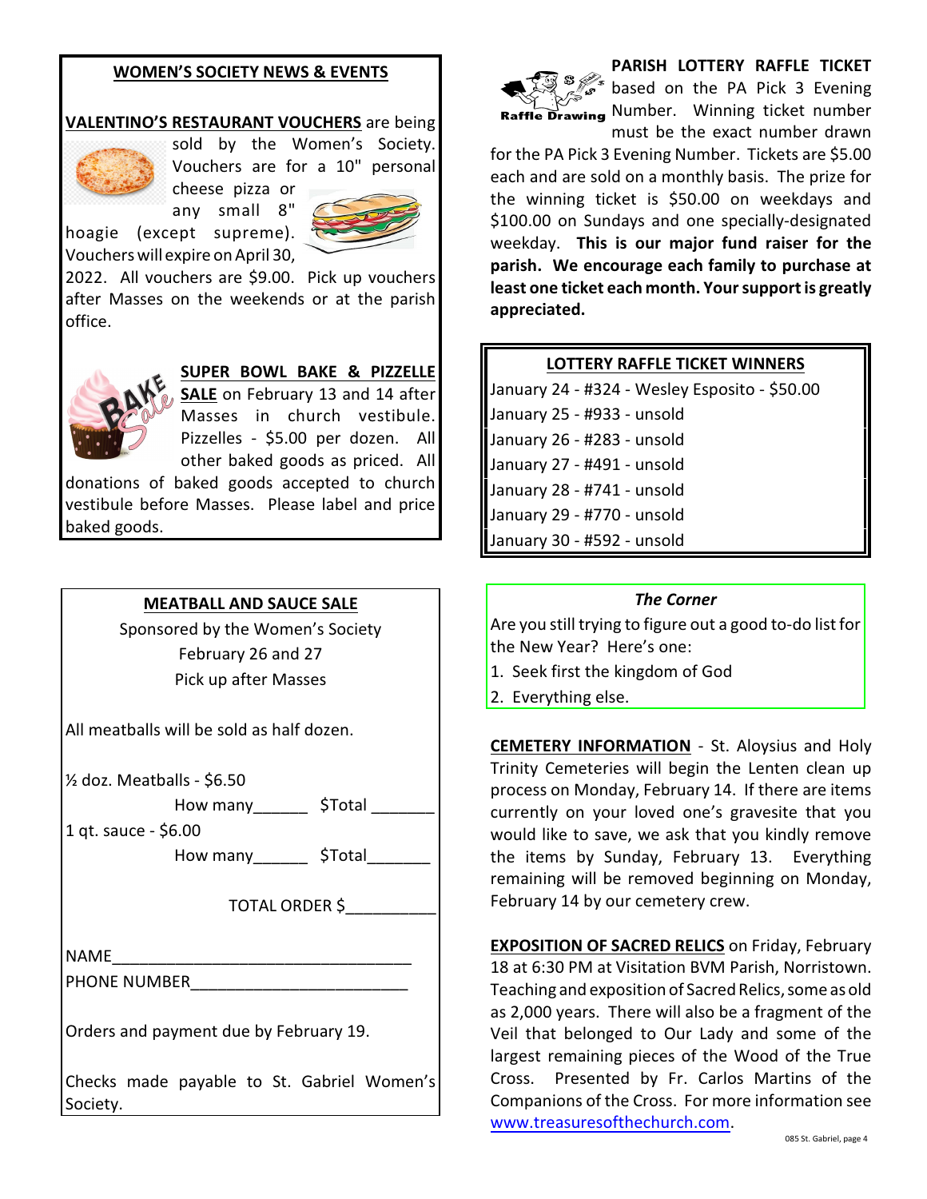## WOMEN'S SOCIETY NEWS & EVENTS

**VALENTINO'S RESTAURANT VOUCHERS** are being sold by the Women's Society. Vouchers are for a 10" personal cheese pizza or any small 8" hoagie (except supreme). Vouchers will expire on April 30, 2022. All vouchers are $9.00. Pick up vouchers after Masses on the weekends or at the parish office.

**SUPER BOWL BAKE & PIZZELLE SALE** on February 13 and 14 after Masses in church vestibule. Pizzelles - $5.00 per dozen. All other baked goods as priced. All donations of baked goods accepted to church vestibule before Masses. Please label and price baked goods.

## MEATBALL AND SAUCE SALE

Sponsored by the Women's Society
February 26 and 27
Pick up after Masses

All meatballs will be sold as half dozen.

½ doz. Meatballs - $6.50
How many______ $Total _______

1 qt. sauce - $6.00
How many______ $Total_______

TOTAL ORDER $__________

NAME___________________________________
PHONE NUMBER________________________

Orders and payment due by February 19.

Checks made payable to St. Gabriel Women's Society.

Raffle Drawing

**PARISH LOTTERY RAFFLE TICKET** based on the PA Pick 3 Evening Number. Winning ticket number must be the exact number drawn for the PA Pick 3 Evening Number. Tickets are $5.00 each and are sold on a monthly basis. The prize for the winning ticket is $50.00 on weekdays and $100.00 on Sundays and one specially-designated weekday. **This is our major fund raiser for the parish. We encourage each family to purchase at least one ticket each month. Your support is greatly appreciated.**

## LOTTERY RAFFLE TICKET WINNERS

January 24 - #324 - Wesley Esposito - $50.00
January 25 - #933 - unsold
January 26 - #283 - unsold
January 27 - #491 - unsold
January 28 - #741 - unsold
January 29 - #770 - unsold
January 30 - #592 - unsold

***The Corner***

Are you still trying to figure out a good to-do list for the New Year? Here's one:

1. Seek first the kingdom of God
2. Everything else.

**CEMETERY INFORMATION** - St. Aloysius and Holy Trinity Cemeteries will begin the Lenten clean up process on Monday, February 14. If there are items currently on your loved one's gravesite that you would like to save, we ask that you kindly remove the items by Sunday, February 13. Everything remaining will be removed beginning on Monday, February 14 by our cemetery crew.

**EXPOSITION OF SACRED RELICS** on Friday, February 18 at 6:30 PM at Visitation BVM Parish, Norristown. Teaching and exposition of Sacred Relics, some as old as 2,000 years. There will also be a fragment of the Veil that belonged to Our Lady and some of the largest remaining pieces of the Wood of the True Cross. Presented by Fr. Carlos Martins of the Companions of the Cross. For more information see www.treasuresofthechurch.com.